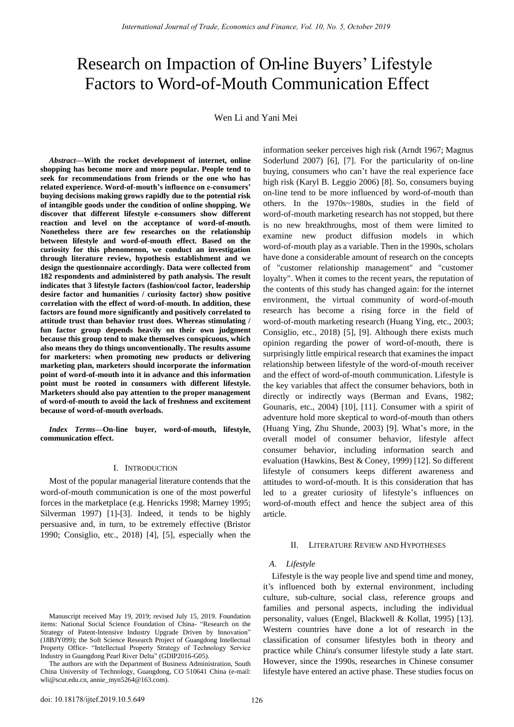# Research on Impaction of On-line Buyers' Lifestyle Factors to Word-of-Mouth Communication Effect

Wen Li and Yani Mei

***Abstract*—With the rocket development of internet, online shopping has become more and more popular. People tend to seek for recommendations from friends or the one who has related experience. Word-of-mouth's influence on e-consumers' buying decisions making grows rapidly due to the potential risk of intangible goods under the condition of online shopping. We discover that different lifestyle e-consumers show different reaction and level on the acceptance of word-of-mouth. Nonetheless there are few researches on the relationship between lifestyle and word-of-mouth effect. Based on the curiosity for this phenomenon, we conduct an investigation through literature review, hypothesis establishment and we design the questionnaire accordingly. Data were collected from 182 respondents and administered by path analysis. The result indicates that 3 lifestyle factors (fashion/cool factor, leadership desire factor and humanities / curiosity factor) show positive correlation with the effect of word-of-mouth. In addition, these factors are found more significantly and positively correlated to attitude trust than behavior trust does. Whereas stimulating / fun factor group depends heavily on their own judgment because this group tend to make themselves conspicuous, which also means they do things unconventionally. The results assume for marketers: when promoting new products or delivering marketing plan, marketers should incorporate the information point of word-of-mouth into it in advance and this information point must be rooted in consumers with different lifestyle. Marketers should also pay attention to the proper management of word-of-mouth to avoid the lack of freshness and excitement because of word-of-mouth overloads.**

***Index Terms*—On-line buyer, word-of-mouth, lifestyle, communication effect.**

## I. Introduction

Most of the popular managerial literature contends that the word-of-mouth communication is one of the most powerful forces in the marketplace (e.g. Henricks 1998; Marney 1995; Silverman 1997) [1]-[3]. Indeed, it tends to be highly persuasive and, in turn, to be extremely effective (Bristor 1990; Consiglio, etc., 2018) [4], [5], especially when the information seeker perceives high risk (Arndt 1967; Magnus Soderlund 2007) [6], [7]. For the particularity of on-line buying, consumers who can't have the real experience face high risk (Karyl B. Leggio 2006) [8]. So, consumers buying on-line tend to be more influenced by word-of-mouth than others. In the 1970s~1980s, studies in the field of word-of-mouth marketing research has not stopped, but there is no new breakthroughs, most of them were limited to examine new product diffusion models in which word-of-mouth play as a variable. Then in the 1990s, scholars have done a considerable amount of research on the concepts of "customer relationship management" and "customer loyalty". When it comes to the recent years, the reputation of the contents of this study has changed again: for the internet environment, the virtual community of word-of-mouth research has become a rising force in the field of word-of-mouth marketing research (Huang Ying, etc., 2003; Consiglio, etc., 2018) [5], [9]. Although there exists much opinion regarding the power of word-of-mouth, there is surprisingly little empirical research that examines the impact relationship between lifestyle of the word-of-mouth receiver and the effect of word-of-mouth communication. Lifestyle is the key variables that affect the consumer behaviors, both in directly or indirectly ways (Berman and Evans, 1982; Gounaris, etc., 2004) [10], [11]. Consumer with a spirit of adventure hold more skeptical to word-of-mouth than others (Huang Ying, Zhu Shunde, 2003) [9]. What's more, in the overall model of consumer behavior, lifestyle affect consumer behavior, including information search and evaluation (Hawkins, Best & Coney, 1999) [12]. So different lifestyle of consumers keeps different awareness and attitudes to word-of-mouth. It is this consideration that has led to a greater curiosity of lifestyle's influences on word-of-mouth effect and hence the subject area of this article.

## II. Literature Review and Hypotheses

### *A. Lifestyle*

Lifestyle is the way people live and spend time and money, it's influenced both by external environment, including culture, sub-culture, social class, reference groups and families and personal aspects, including the individual personality, values (Engel, Blackwell & Kollat, 1995) [13]. Western countries have done a lot of research in the classification of consumer lifestyles both in theory and practice while China's consumer lifestyle study a late start. However, since the 1990s, researches in Chinese consumer lifestyle have entered an active phase. These studies focus on

Manuscript received May 19, 2019; revised July 15, 2019. Foundation items: National Social Science Foundation of China- "Research on the Strategy of Patent-Intensive Industry Upgrade Driven by Innovation" (18BJY099); the Soft Science Research Project of Guangdong Intellectual Property Office- "Intellectual Property Strategy of Technology Service Industry in Guangdong Pearl River Delta" (GDIP2016-G05).

The authors are with the Department of Business Administration, South China University of Technology, Guangdong, CO 510641 China (e-mail: wli@scut.edu.cn, annie_myn5264@163.com).

doi: 10.18178/ijtef.2019.10.5.649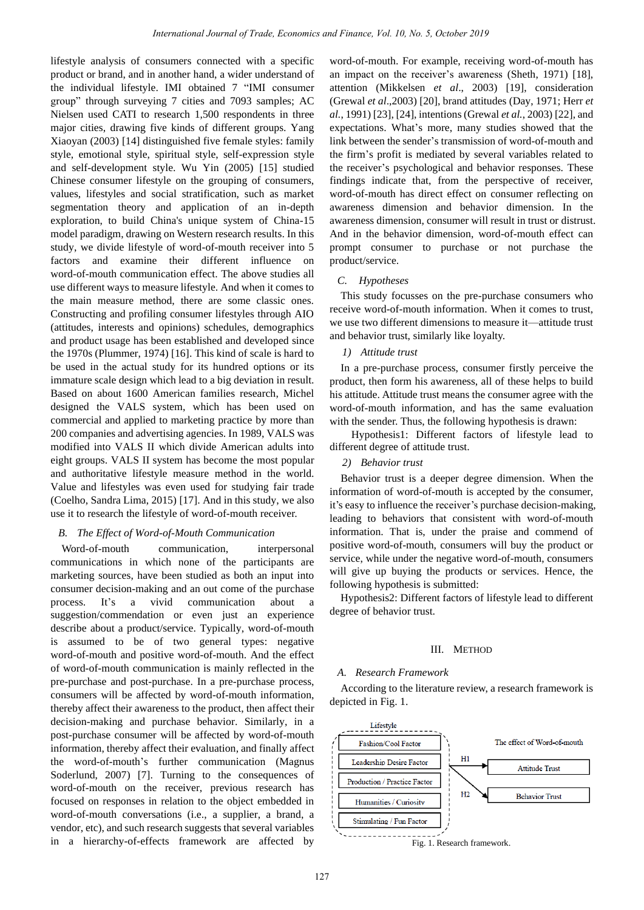lifestyle analysis of consumers connected with a specific product or brand, and in another hand, a wider understand of the individual lifestyle. IMI obtained 7 "IMI consumer group" through surveying 7 cities and 7093 samples; AC Nielsen used CATI to research 1,500 respondents in three major cities, drawing five kinds of different groups. Yang Xiaoyan (2003) [14] distinguished five female styles: family style, emotional style, spiritual style, self-expression style and self-development style. Wu Yin (2005) [15] studied Chinese consumer lifestyle on the grouping of consumers, values, lifestyles and social stratification, such as market segmentation theory and application of an in-depth exploration, to build China's unique system of China-15 model paradigm, drawing on Western research results. In this study, we divide lifestyle of word-of-mouth receiver into 5 factors and examine their different influence on word-of-mouth communication effect. The above studies all use different ways to measure lifestyle. And when it comes to the main measure method, there are some classic ones. Constructing and profiling consumer lifestyles through AIO (attitudes, interests and opinions) schedules, demographics and product usage has been established and developed since the 1970s (Plummer, 1974) [16]. This kind of scale is hard to be used in the actual study for its hundred options or its immature scale design which lead to a big deviation in result. Based on about 1600 American families research, Michel designed the VALS system, which has been used on commercial and applied to marketing practice by more than 200 companies and advertising agencies. In 1989, VALS was modified into VALS II which divide American adults into eight groups. VALS II system has become the most popular and authoritative lifestyle measure method in the world. Value and lifestyles was even used for studying fair trade (Coelho, Sandra Lima, 2015) [17]. And in this study, we also use it to research the lifestyle of word-of-mouth receiver.

### B. The Effect of Word-of-Mouth Communication

Word-of-mouth communication, interpersonal communications in which none of the participants are marketing sources, have been studied as both an input into consumer decision-making and an out come of the purchase process. It's a vivid communication about a suggestion/commendation or even just an experience describe about a product/service. Typically, word-of-mouth is assumed to be of two general types: negative word-of-mouth and positive word-of-mouth. And the effect of word-of-mouth communication is mainly reflected in the pre-purchase and post-purchase. In a pre-purchase process, consumers will be affected by word-of-mouth information, thereby affect their awareness to the product, then affect their decision-making and purchase behavior. Similarly, in a post-purchase consumer will be affected by word-of-mouth information, thereby affect their evaluation, and finally affect the word-of-mouth's further communication (Magnus Soderlund, 2007) [7]. Turning to the consequences of word-of-mouth on the receiver, previous research has focused on responses in relation to the object embedded in word-of-mouth conversations (i.e., a supplier, a brand, a vendor, etc), and such research suggests that several variables in a hierarchy-of-effects framework are affected by word-of-mouth. For example, receiving word-of-mouth has an impact on the receiver's awareness (Sheth, 1971) [18], attention (Mikkelsen *et al*., 2003) [19], consideration (Grewal *et al*.,2003) [20], brand attitudes (Day, 1971; Herr *et al.*, 1991) [23], [24], intentions (Grewal *et al.*, 2003) [22], and expectations. What's more, many studies showed that the link between the sender's transmission of word-of-mouth and the firm's profit is mediated by several variables related to the receiver's psychological and behavior responses. These findings indicate that, from the perspective of receiver, word-of-mouth has direct effect on consumer reflecting on awareness dimension and behavior dimension. In the awareness dimension, consumer will result in trust or distrust. And in the behavior dimension, word-of-mouth effect can prompt consumer to purchase or not purchase the product/service.

### C. Hypotheses

This study focusses on the pre-purchase consumers who receive word-of-mouth information. When it comes to trust, we use two different dimensions to measure it—attitude trust and behavior trust, similarly like loyalty.

#### 1) Attitude trust

In a pre-purchase process, consumer firstly perceive the product, then form his awareness, all of these helps to build his attitude. Attitude trust means the consumer agree with the word-of-mouth information, and has the same evaluation with the sender. Thus, the following hypothesis is drawn:

Hypothesis1: Different factors of lifestyle lead to different degree of attitude trust.

#### 2) Behavior trust

Behavior trust is a deeper degree dimension. When the information of word-of-mouth is accepted by the consumer, it's easy to influence the receiver's purchase decision-making, leading to behaviors that consistent with word-of-mouth information. That is, under the praise and commend of positive word-of-mouth, consumers will buy the product or service, while under the negative word-of-mouth, consumers will give up buying the products or services. Hence, the following hypothesis is submitted:

Hypothesis2: Different factors of lifestyle lead to different degree of behavior trust.

## III. Method

### A. Research Framework

According to the literature review, a research framework is depicted in Fig. 1.

Lifestyle: Fashion/Cool Factor; Leadership Desire Factor; Production / Practice Factor; Humanities / Curiosity; Stimulating / Fun Factor

H1 → Attitude Trust; H2 → Behavior Trust (The effect of Word-of-mouth)

Fig. 1. Research framework.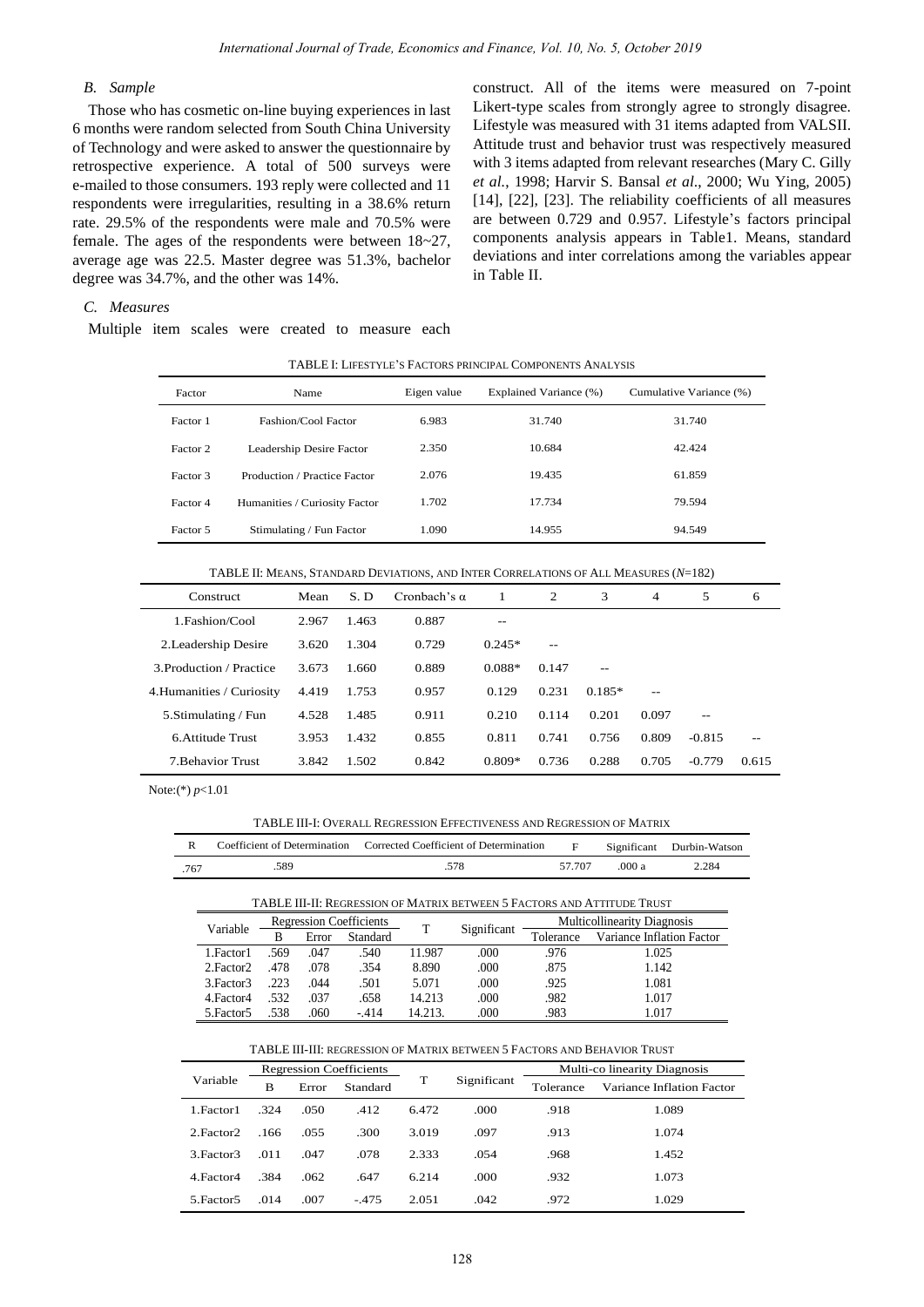### B. Sample

Those who has cosmetic on-line buying experiences in last 6 months were random selected from South China University of Technology and were asked to answer the questionnaire by retrospective experience. A total of 500 surveys were e-mailed to those consumers. 193 reply were collected and 11 respondents were irregularities, resulting in a 38.6% return rate. 29.5% of the respondents were male and 70.5% were female. The ages of the respondents were between 18~27, average age was 22.5. Master degree was 51.3%, bachelor degree was 34.7%, and the other was 14%.

### C. Measures

Multiple item scales were created to measure each construct. All of the items were measured on 7-point Likert-type scales from strongly agree to strongly disagree. Lifestyle was measured with 31 items adapted from VALSII. Attitude trust and behavior trust was respectively measured with 3 items adapted from relevant researches (Mary C. Gilly *et al.*, 1998; Harvir S. Bansal *et al*., 2000; Wu Ying, 2005) [14], [22], [23]. The reliability coefficients of all measures are between 0.729 and 0.957. Lifestyle's factors principal components analysis appears in Table1. Means, standard deviations and inter correlations among the variables appear in Table II.

TABLE I: LIFESTYLE'S FACTORS PRINCIPAL COMPONENTS ANALYSIS

| Factor | Name | Eigen value | Explained Variance (%) | Cumulative Variance (%) |
|---|---|---|---|---|
| Factor 1 | Fashion/Cool Factor | 6.983 | 31.740 | 31.740 |
| Factor 2 | Leadership Desire Factor | 2.350 | 10.684 | 42.424 |
| Factor 3 | Production / Practice Factor | 2.076 | 19.435 | 61.859 |
| Factor 4 | Humanities / Curiosity Factor | 1.702 | 17.734 | 79.594 |
| Factor 5 | Stimulating / Fun Factor | 1.090 | 14.955 | 94.549 |

TABLE II: MEANS, STANDARD DEVIATIONS, AND INTER CORRELATIONS OF ALL MEASURES ($N$=182)

| Construct | Mean | S. D | Cronbach's α | 1 | 2 | 3 | 4 | 5 | 6 |
|---|---|---|---|---|---|---|---|---|---|
| 1.Fashion/Cool | 2.967 | 1.463 | 0.887 | -- | | | | | |
| 2.Leadership Desire | 3.620 | 1.304 | 0.729 | 0.245* | -- | | | | |
| 3.Production / Practice | 3.673 | 1.660 | 0.889 | 0.088* | 0.147 | -- | | | |
| 4.Humanities / Curiosity | 4.419 | 1.753 | 0.957 | 0.129 | 0.231 | 0.185* | -- | | |
| 5.Stimulating / Fun | 4.528 | 1.485 | 0.911 | 0.210 | 0.114 | 0.201 | 0.097 | -- | |
| 6.Attitude Trust | 3.953 | 1.432 | 0.855 | 0.811 | 0.741 | 0.756 | 0.809 | -0.815 | -- |
| 7.Behavior Trust | 3.842 | 1.502 | 0.842 | 0.809* | 0.736 | 0.288 | 0.705 | -0.779 | 0.615 |

Note:(*) $p$<1.01

TABLE III-I: OVERALL REGRESSION EFFECTIVENESS AND REGRESSION OF MATRIX

| R | Coefficient of Determination | Corrected Coefficient of Determination | F | Significant | Durbin-Watson |
|---|---|---|---|---|---|
| .767 | .589 | .578 | 57.707 | .000 a | 2.284 |

TABLE III-II: REGRESSION OF MATRIX BETWEEN 5 FACTORS AND ATTITUDE TRUST

| Variable | Regression Coefficients | | | T | Significant | Multicollinearity Diagnosis | |
|---|---|---|---|---|---|---|---|
| | B | Error | Standard | | | Tolerance | Variance Inflation Factor |
| 1.Factor1 | .569 | .047 | .540 | 11.987 | .000 | .976 | 1.025 |
| 2.Factor2 | .478 | .078 | .354 | 8.890 | .000 | .875 | 1.142 |
| 3.Factor3 | .223 | .044 | .501 | 5.071 | .000 | .925 | 1.081 |
| 4.Factor4 | .532 | .037 | .658 | 14.213 | .000 | .982 | 1.017 |
| 5.Factor5 | .538 | .060 | -.414 | 14.213. | .000 | .983 | 1.017 |

TABLE III-III: REGRESSION OF MATRIX BETWEEN 5 FACTORS AND BEHAVIOR TRUST

| Variable | Regression Coefficients | | | T | Significant | Multi-co linearity Diagnosis | |
|---|---|---|---|---|---|---|---|
| | B | Error | Standard | | | Tolerance | Variance Inflation Factor |
| 1.Factor1 | .324 | .050 | .412 | 6.472 | .000 | .918 | 1.089 |
| 2.Factor2 | .166 | .055 | .300 | 3.019 | .097 | .913 | 1.074 |
| 3.Factor3 | .011 | .047 | .078 | 2.333 | .054 | .968 | 1.452 |
| 4.Factor4 | .384 | .062 | .647 | 6.214 | .000 | .932 | 1.073 |
| 5.Factor5 | .014 | .007 | -.475 | 2.051 | .042 | .972 | 1.029 |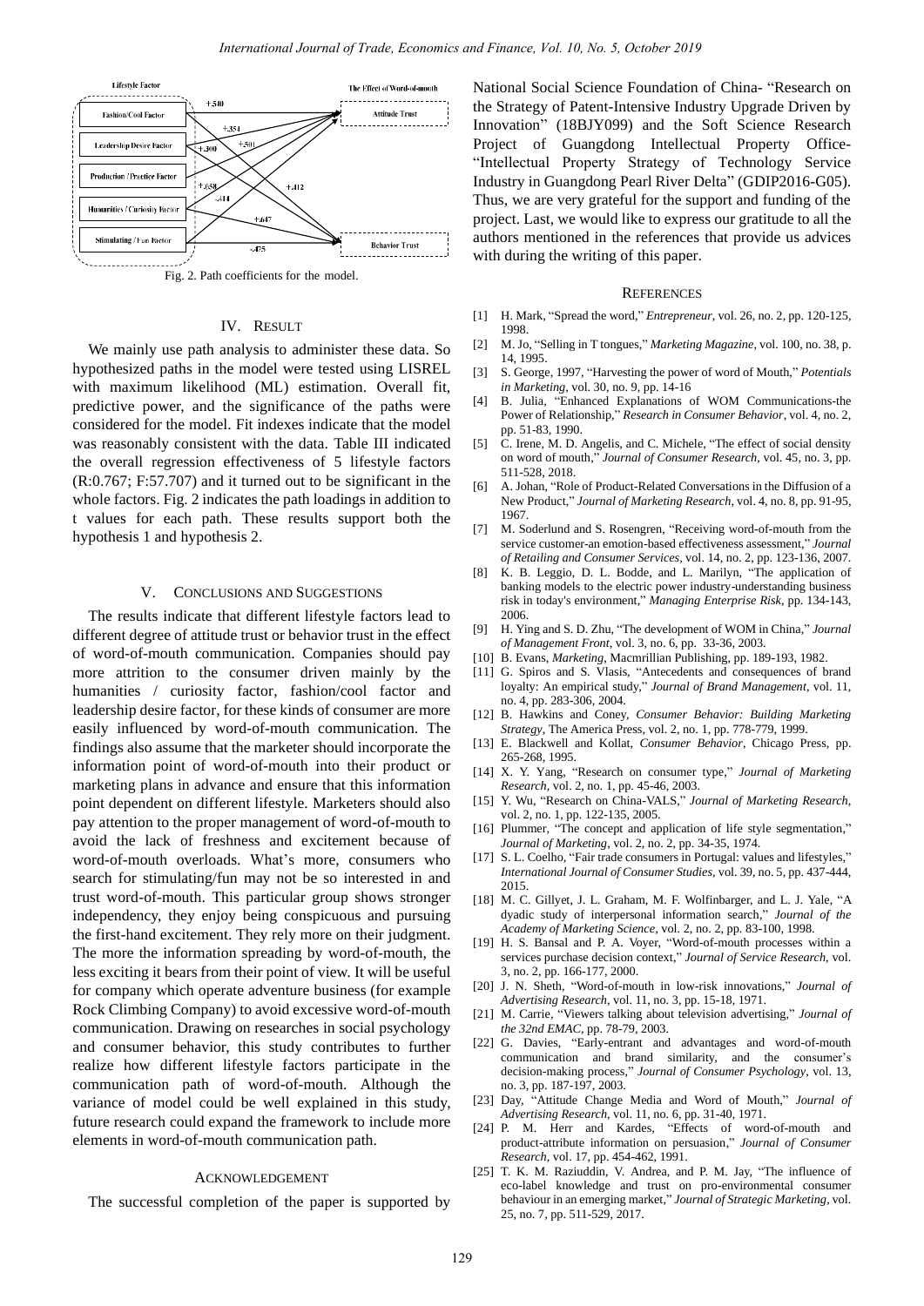Fig. 2. Path coefficients for the model.

## IV. RESULT

We mainly use path analysis to administer these data. So hypothesized paths in the model were tested using LISREL with maximum likelihood (ML) estimation. Overall fit, predictive power, and the significance of the paths were considered for the model. Fit indexes indicate that the model was reasonably consistent with the data. Table III indicated the overall regression effectiveness of 5 lifestyle factors (R:0.767; F:57.707) and it turned out to be significant in the whole factors. Fig. 2 indicates the path loadings in addition to t values for each path. These results support both the hypothesis 1 and hypothesis 2.

## V. CONCLUSIONS AND SUGGESTIONS

The results indicate that different lifestyle factors lead to different degree of attitude trust or behavior trust in the effect of word-of-mouth communication. Companies should pay more attrition to the consumer driven mainly by the humanities / curiosity factor, fashion/cool factor and leadership desire factor, for these kinds of consumer are more easily influenced by word-of-mouth communication. The findings also assume that the marketer should incorporate the information point of word-of-mouth into their product or marketing plans in advance and ensure that this information point dependent on different lifestyle. Marketers should also pay attention to the proper management of word-of-mouth to avoid the lack of freshness and excitement because of word-of-mouth overloads. What's more, consumers who search for stimulating/fun may not be so interested in and trust word-of-mouth. This particular group shows stronger independency, they enjoy being conspicuous and pursuing the first-hand excitement. They rely more on their judgment. The more the information spreading by word-of-mouth, the less exciting it bears from their point of view. It will be useful for company which operate adventure business (for example Rock Climbing Company) to avoid excessive word-of-mouth communication. Drawing on researches in social psychology and consumer behavior, this study contributes to further realize how different lifestyle factors participate in the communication path of word-of-mouth. Although the variance of model could be well explained in this study, future research could expand the framework to include more elements in word-of-mouth communication path.

## ACKNOWLEDGEMENT

The successful completion of the paper is supported by National Social Science Foundation of China- "Research on the Strategy of Patent-Intensive Industry Upgrade Driven by Innovation" (18BJY099) and the Soft Science Research Project of Guangdong Intellectual Property Office- "Intellectual Property Strategy of Technology Service Industry in Guangdong Pearl River Delta" (GDIP2016-G05). Thus, we are very grateful for the support and funding of the project. Last, we would like to express our gratitude to all the authors mentioned in the references that provide us advices with during the writing of this paper.

## REFERENCES

[1] H. Mark, "Spread the word," *Entrepreneur*, vol. 26, no. 2, pp. 120-125, 1998.

[2] M. Jo, "Selling in T tongues," *Marketing Magazine*, vol. 100, no. 38, p. 14, 1995.

[3] S. George, 1997, "Harvesting the power of word of Mouth," *Potentials in Marketing*, vol. 30, no. 9, pp. 14-16

[4] B. Julia, "Enhanced Explanations of WOM Communications-the Power of Relationship," *Research in Consumer Behavior*, vol. 4, no. 2, pp. 51-83, 1990.

[5] C. Irene, M. D. Angelis, and C. Michele, "The effect of social density on word of mouth," *Journal of Consumer Research*, vol. 45, no. 3, pp. 511-528, 2018.

[6] A. Johan, "Role of Product-Related Conversations in the Diffusion of a New Product," *Journal of Marketing Research*, vol. 4, no. 8, pp. 91-95, 1967.

[7] M. Soderlund and S. Rosengren, "Receiving word-of-mouth from the service customer-an emotion-based effectiveness assessment," *Journal of Retailing and Consumer Services*, vol. 14, no. 2, pp. 123-136, 2007.

[8] K. B. Leggio, D. L. Bodde, and L. Marilyn, "The application of banking models to the electric power industry-understanding business risk in today's environment," *Managing Enterprise Risk*, pp. 134-143, 2006.

[9] H. Ying and S. D. Zhu, "The development of WOM in China," *Journal of Management Front*, vol. 3, no. 6, pp. 33-36, 2003.

[10] B. Evans, *Marketing*, Macmrillian Publishing, pp. 189-193, 1982.

[11] G. Spiros and S. Vlasis, "Antecedents and consequences of brand loyalty: An empirical study," *Journal of Brand Management*, vol. 11, no. 4, pp. 283-306, 2004.

[12] B. Hawkins and Coney, *Consumer Behavior: Building Marketing Strategy*, The America Press, vol. 2, no. 1, pp. 778-779, 1999.

[13] E. Blackwell and Kollat, *Consumer Behavior*, Chicago Press, pp. 265-268, 1995.

[14] X. Y. Yang, "Research on consumer type," *Journal of Marketing Research*, vol. 2, no. 1, pp. 45-46, 2003.

[15] Y. Wu, "Research on China-VALS," *Journal of Marketing Research*, vol. 2, no. 1, pp. 122-135, 2005.

[16] Plummer, "The concept and application of life style segmentation," *Journal of Marketing*, vol. 2, no. 2, pp. 34-35, 1974.

[17] S. L. Coelho, "Fair trade consumers in Portugal: values and lifestyles," *International Journal of Consumer Studies*, vol. 39, no. 5, pp. 437-444, 2015.

[18] M. C. Gillyet, J. L. Graham, M. F. Wolfinbarger, and L. J. Yale, "A dyadic study of interpersonal information search," *Journal of the Academy of Marketing Science*, vol. 2, no. 2, pp. 83-100, 1998.

[19] H. S. Bansal and P. A. Voyer, "Word-of-mouth processes within a services purchase decision context," *Journal of Service Research*, vol. 3, no. 2, pp. 166-177, 2000.

[20] J. N. Sheth, "Word-of-mouth in low-risk innovations," *Journal of Advertising Research*, vol. 11, no. 3, pp. 15-18, 1971.

[21] M. Carrie, "Viewers talking about television advertising," *Journal of the 32nd EMAC*, pp. 78-79, 2003.

[22] G. Davies, "Early-entrant and advantages and word-of-mouth communication and brand similarity, and the consumer's decision-making process," *Journal of Consumer Psychology*, vol. 13, no. 3, pp. 187-197, 2003.

[23] Day, "Attitude Change Media and Word of Mouth," *Journal of Advertising Research*, vol. 11, no. 6, pp. 31-40, 1971.

[24] P. M. Herr and Kardes, "Effects of word-of-mouth and product-attribute information on persuasion," *Journal of Consumer Research*, vol. 17, pp. 454-462, 1991.

[25] T. K. M. Raziuddin, V. Andrea, and P. M. Jay, "The influence of eco-label knowledge and trust on pro-environmental consumer behaviour in an emerging market," *Journal of Strategic Marketing*, vol. 25, no. 7, pp. 511-529, 2017.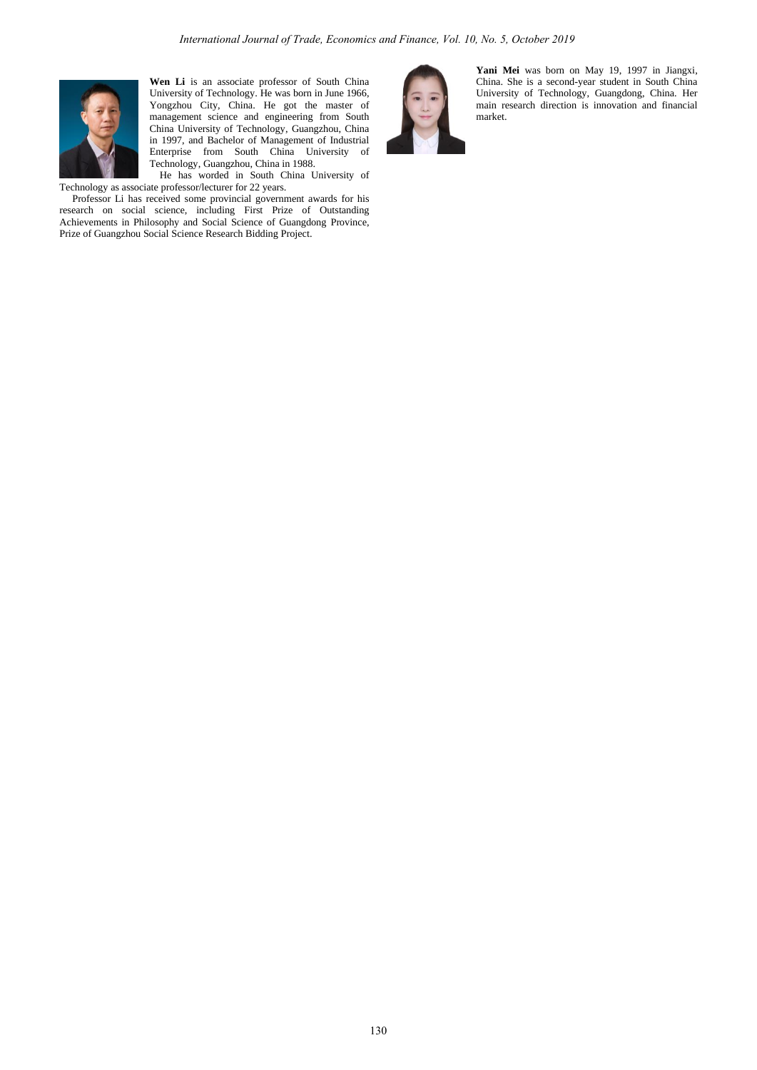**Wen Li** is an associate professor of South China University of Technology. He was born in June 1966, Yongzhou City, China. He got the master of management science and engineering from South China University of Technology, Guangzhou, China in 1997, and Bachelor of Management of Industrial Enterprise from South China University of Technology, Guangzhou, China in 1988.

He has worded in South China University of Technology as associate professor/lecturer for 22 years.

Professor Li has received some provincial government awards for his research on social science, including First Prize of Outstanding Achievements in Philosophy and Social Science of Guangdong Province, Prize of Guangzhou Social Science Research Bidding Project.

**Yani Mei** was born on May 19, 1997 in Jiangxi, China. She is a second-year student in South China University of Technology, Guangdong, China. Her main research direction is innovation and financial market.